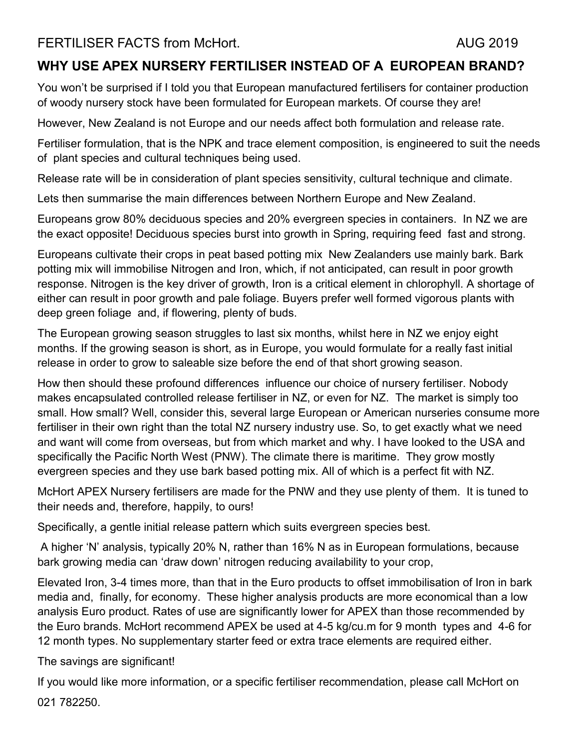FERTILISER FACTS from McHort. AUG 2019

## WHY USE APEX NURSERY FERTILISER INSTEAD OF A EUROPEAN BRAND?

You won't be surprised if I told you that European manufactured fertilisers for container production of woody nursery stock have been formulated for European markets. Of course they are!

However, New Zealand is not Europe and our needs affect both formulation and release rate.

Fertiliser formulation, that is the NPK and trace element composition, is engineered to suit the needs of plant species and cultural techniques being used.

Release rate will be in consideration of plant species sensitivity, cultural technique and climate.

Lets then summarise the main differences between Northern Europe and New Zealand.

Europeans grow 80% deciduous species and 20% evergreen species in containers. In NZ we are the exact opposite! Deciduous species burst into growth in Spring, requiring feed fast and strong.

Europeans cultivate their crops in peat based potting mix New Zealanders use mainly bark. Bark potting mix will immobilise Nitrogen and Iron, which, if not anticipated, can result in poor growth response. Nitrogen is the key driver of growth, Iron is a critical element in chlorophyll. A shortage of either can result in poor growth and pale foliage. Buyers prefer well formed vigorous plants with deep green foliage and, if flowering, plenty of buds.

The European growing season struggles to last six months, whilst here in NZ we enjoy eight months. If the growing season is short, as in Europe, you would formulate for a really fast initial release in order to grow to saleable size before the end of that short growing season.

How then should these profound differences influence our choice of nursery fertiliser. Nobody makes encapsulated controlled release fertiliser in NZ, or even for NZ. The market is simply too small. How small? Well, consider this, several large European or American nurseries consume more fertiliser in their own right than the total NZ nursery industry use. So, to get exactly what we need and want will come from overseas, but from which market and why. I have looked to the USA and specifically the Pacific North West (PNW). The climate there is maritime. They grow mostly evergreen species and they use bark based potting mix. All of which is a perfect fit with NZ.

McHort APEX Nursery fertilisers are made for the PNW and they use plenty of them. It is tuned to their needs and, therefore, happily, to ours!

Specifically, a gentle initial release pattern which suits evergreen species best.

A higher 'N' analysis, typically 20% N, rather than 16% N as in European formulations, because bark growing media can 'draw down' nitrogen reducing availability to your crop,

Elevated Iron, 3-4 times more, than that in the Euro products to offset immobilisation of Iron in bark media and, finally, for economy. These higher analysis products are more economical than a low analysis Euro product. Rates of use are significantly lower for APEX than those recommended by the Euro brands. McHort recommend APEX be used at 4-5 kg/cu.m for 9 month types and 4-6 for 12 month types. No supplementary starter feed or extra trace elements are required either.

The savings are significant!

If you would like more information, or a specific fertiliser recommendation, please call McHort on 021 782250.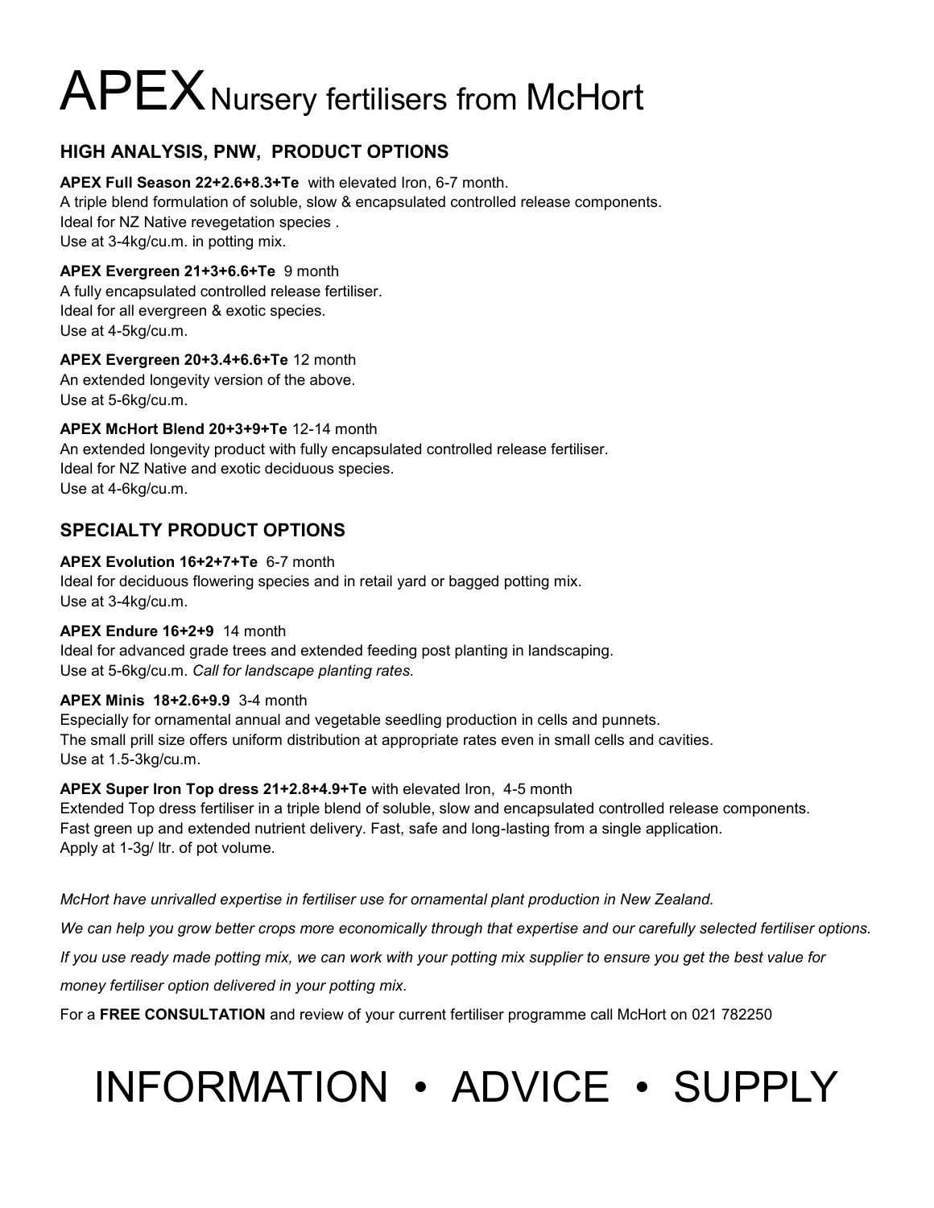# APEX Nursery fertilisers from McHort

### HIGH ANALYSIS, PNW, PRODUCT OPTIONS

**APEX Full Season 22+2.6+8.3+Te** with elevated Iron, 6-7 month.
A triple blend formulation of soluble, slow & encapsulated controlled release components.
Ideal for NZ Native revegetation species .
Use at 3-4kg/cu.m. in potting mix.

**APEX Evergreen 21+3+6.6+Te** 9 month
A fully encapsulated controlled release fertiliser.
Ideal for all evergreen & exotic species.
Use at 4-5kg/cu.m.

**APEX Evergreen 20+3.4+6.6+Te** 12 month
An extended longevity version of the above.
Use at 5-6kg/cu.m.

**APEX McHort Blend 20+3+9+Te** 12-14 month
An extended longevity product with fully encapsulated controlled release fertiliser.
Ideal for NZ Native and exotic deciduous species.
Use at 4-6kg/cu.m.

### SPECIALTY PRODUCT OPTIONS

**APEX Evolution 16+2+7+Te** 6-7 month
Ideal for deciduous flowering species and in retail yard or bagged potting mix.
Use at 3-4kg/cu.m.

**APEX Endure 16+2+9** 14 month
Ideal for advanced grade trees and extended feeding post planting in landscaping.
Use at 5-6kg/cu.m. *Call for landscape planting rates.*

**APEX Minis 18+2.6+9.9** 3-4 month
Especially for ornamental annual and vegetable seedling production in cells and punnets.
The small prill size offers uniform distribution at appropriate rates even in small cells and cavities.
Use at 1.5-3kg/cu.m.

**APEX Super Iron Top dress 21+2.8+4.9+Te** with elevated Iron, 4-5 month
Extended Top dress fertiliser in a triple blend of soluble, slow and encapsulated controlled release components.
Fast green up and extended nutrient delivery. Fast, safe and long-lasting from a single application.
Apply at 1-3g/ ltr. of pot volume.

*McHort have unrivalled expertise in fertiliser use for ornamental plant production in New Zealand.*

*We can help you grow better crops more economically through that expertise and our carefully selected fertiliser options.*

*If you use ready made potting mix, we can work with your potting mix supplier to ensure you get the best value for money fertiliser option delivered in your potting mix.*

For a **FREE CONSULTATION** and review of your current fertiliser programme call McHort on 021 782250

# INFORMATION • ADVICE • SUPPLY